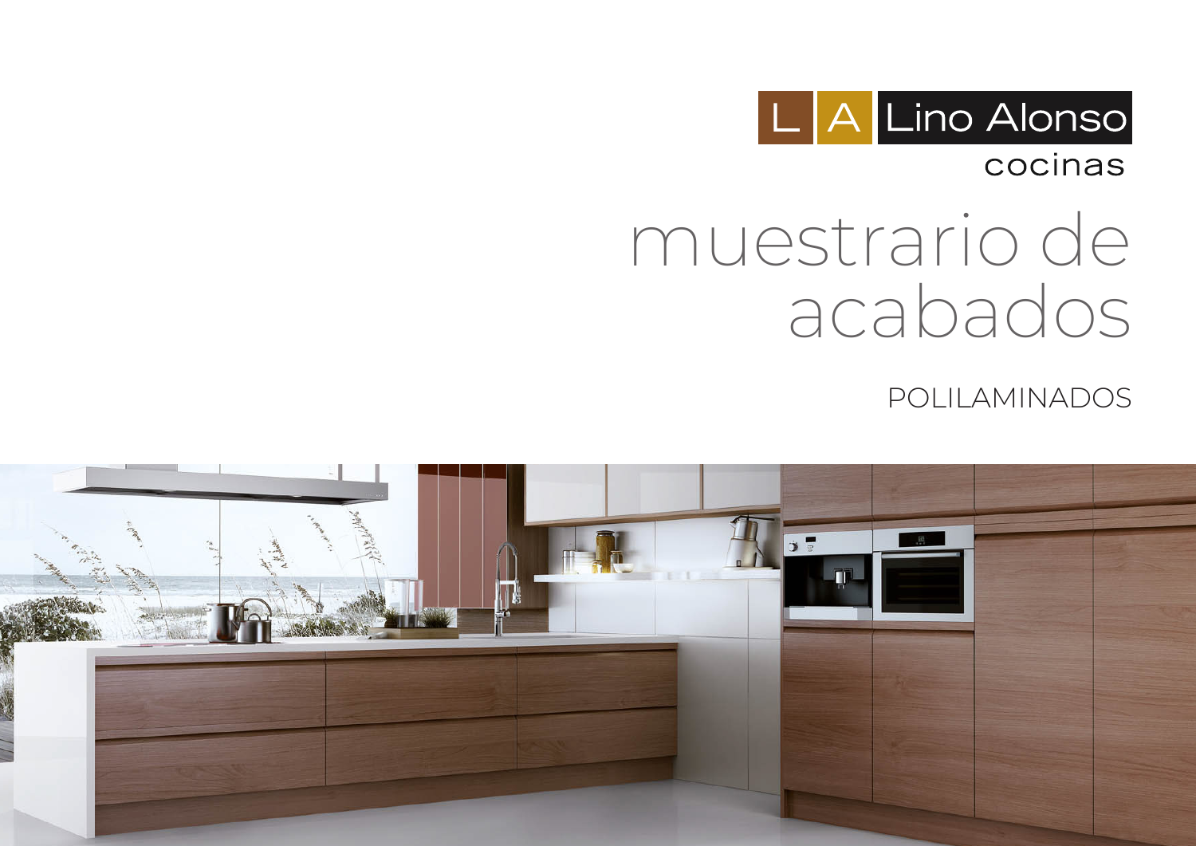L A Lino Alonso

cocinas

# muestrario de acabados

POLILAMINADOS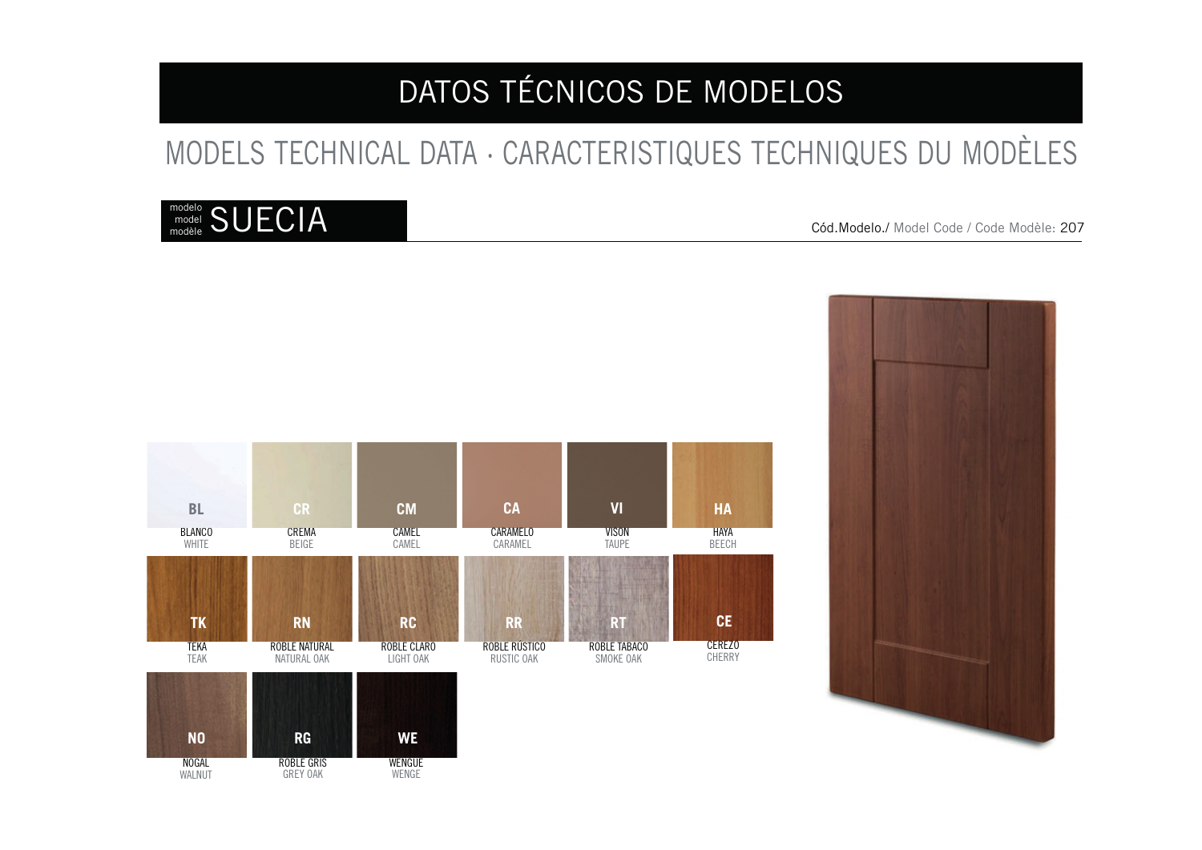# DATOS TÉCNICOS DE MODELOS

## MODELS TECHNICAL DATA · CARACTERISTIQUES TECHNIQUES DU MODÈLES

### modelo / model / modèle SUECIA

Cód.Modelo./ Model Code / Code Modèle: 207

| Code | Nombre | Name |
|---|---|---|
| BL | BLANCO | WHITE |
| CR | CREMA | BEIGE |
| CM | CAMEL | CAMEL |
| CA | CARAMELO | CARAMEL |
| VI | VISON | TAUPE |
| HA | HAYA | BEECH |
| TK | TEKA | TEAK |
| RN | ROBLE NATURAL | NATURAL OAK |
| RC | ROBLE CLARO | LIGHT OAK |
| RR | ROBLE RÚSTICO | RUSTIC OAK |
| RT | ROBLE TABACO | SMOKE OAK |
| CE | CEREZO | CHERRY |
| NO | NOGAL | WALNUT |
| RG | ROBLE GRIS | GREY OAK |
| WE | WENGUE | WENGE |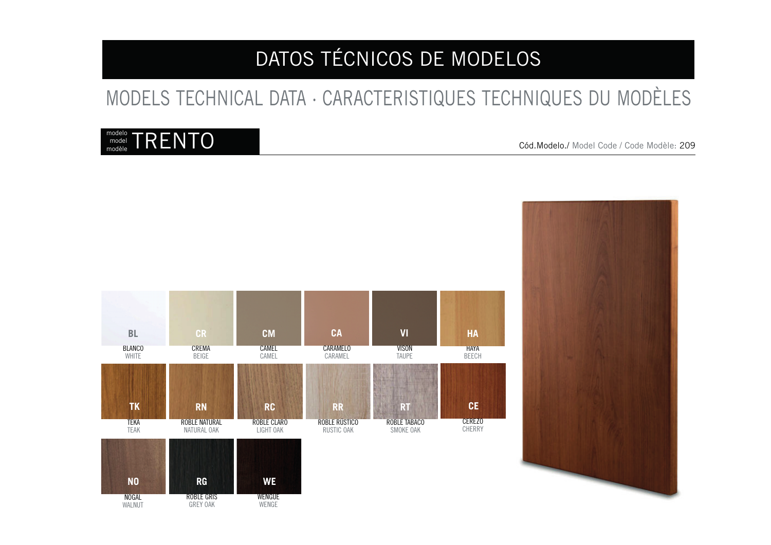# DATOS TÉCNICOS DE MODELOS

## MODELS TECHNICAL DATA · CARACTERISTIQUES TECHNIQUES DU MODÈLES

### modelo / model / modèle TRENTO

Cód.Modelo./ Model Code / Code Modèle: 209

| Código | Nombre | Name |
|---|---|---|
| BL | BLANCO | WHITE |
| CR | CREMA | BEIGE |
| CM | CAMEL | CAMEL |
| CA | CARAMELO | CARAMEL |
| VI | VISON | TAUPE |
| HA | HAYA | BEECH |
| TK | TEKA | TEAK |
| RN | ROBLE NATURAL | NATURAL OAK |
| RC | ROBLE CLARO | LIGHT OAK |
| RR | ROBLE RÚSTICO | RUSTIC OAK |
| RT | ROBLE TABACO | SMOKE OAK |
| CE | CEREZO | CHERRY |
| NO | NOGAL | WALNUT |
| RG | ROBLE GRIS | GREY OAK |
| WE | WENGUE | WENGE |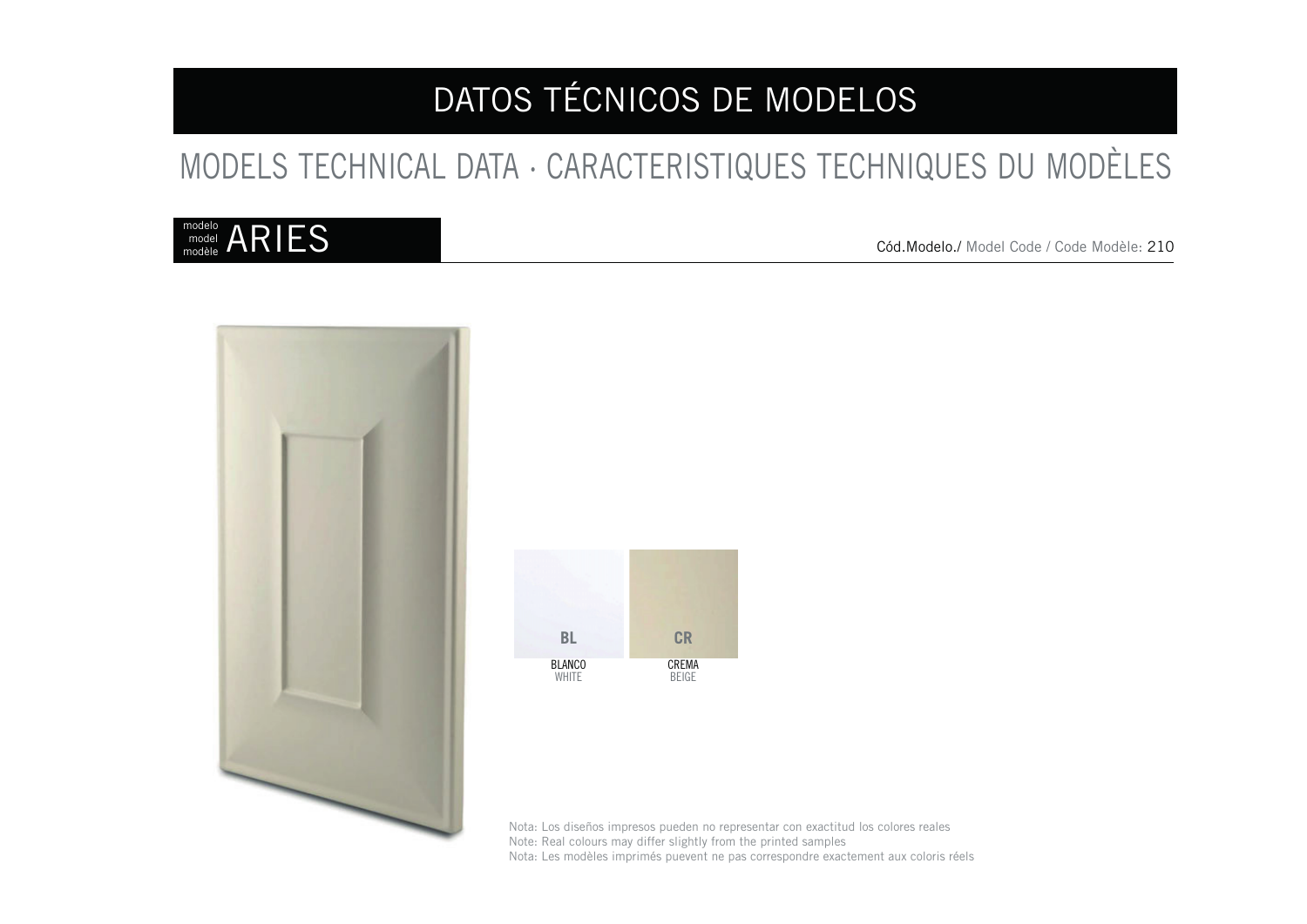# DATOS TÉCNICOS DE MODELOS

## MODELS TECHNICAL DATA · CARACTERISTIQUES TECHNIQUES DU MODÈLES

### modelo / model / modèle ARIES

Cód.Modelo./ Model Code / Code Modèle: 210

| BL | CR |
|---|---|
| BLANCO<br>WHITE | CREMA<br>BEIGE |

Nota: Los diseños impresos pueden no representar con exactitud los colores reales
Note: Real colours may differ slightly from the printed samples
Nota: Les modèles imprimés puevent ne pas correspondre exactement aux coloris réels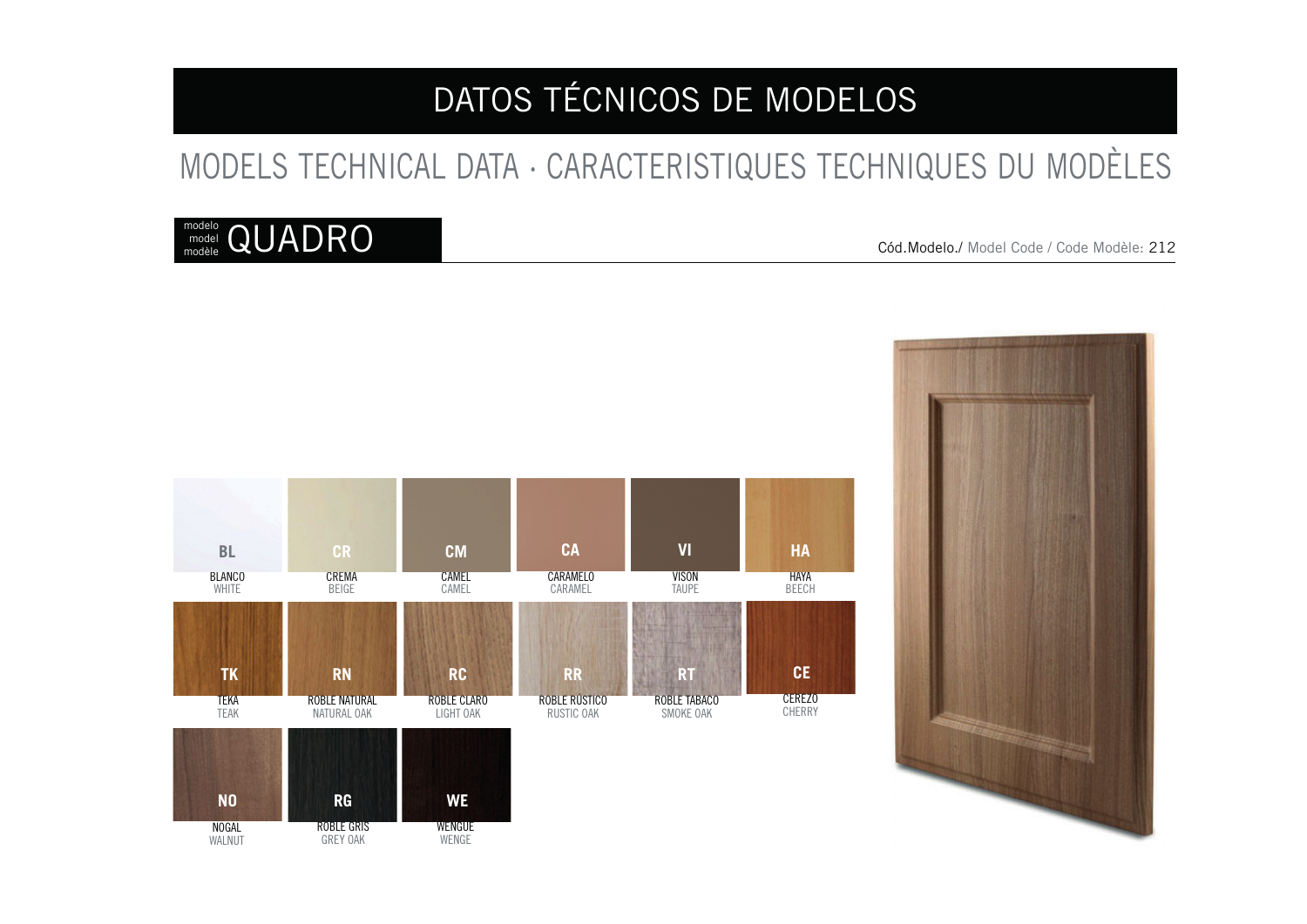# DATOS TÉCNICOS DE MODELOS

## MODELS TECHNICAL DATA · CARACTERISTIQUES TECHNIQUES DU MODÈLES

### modelo / model / modèle QUADRO

Cód.Modelo./ Model Code / Code Modèle: 212

| Código | Nombre | Name |
|---|---|---|
| BL | BLANCO | WHITE |
| CR | CREMA | BEIGE |
| CM | CAMEL | CAMEL |
| CA | CARAMELO | CARAMEL |
| VI | VISON | TAUPE |
| HA | HAYA | BEECH |
| TK | TEKA | TEAK |
| RN | ROBLE NATURAL | NATURAL OAK |
| RC | ROBLE CLARO | LIGHT OAK |
| RR | ROBLE RÚSTICO | RUSTIC OAK |
| RT | ROBLE TABACO | SMOKE OAK |
| CE | CEREZO | CHERRY |
| NO | NOGAL | WALNUT |
| RG | ROBLE GRIS | GREY OAK |
| WE | WENGUE | WENGE |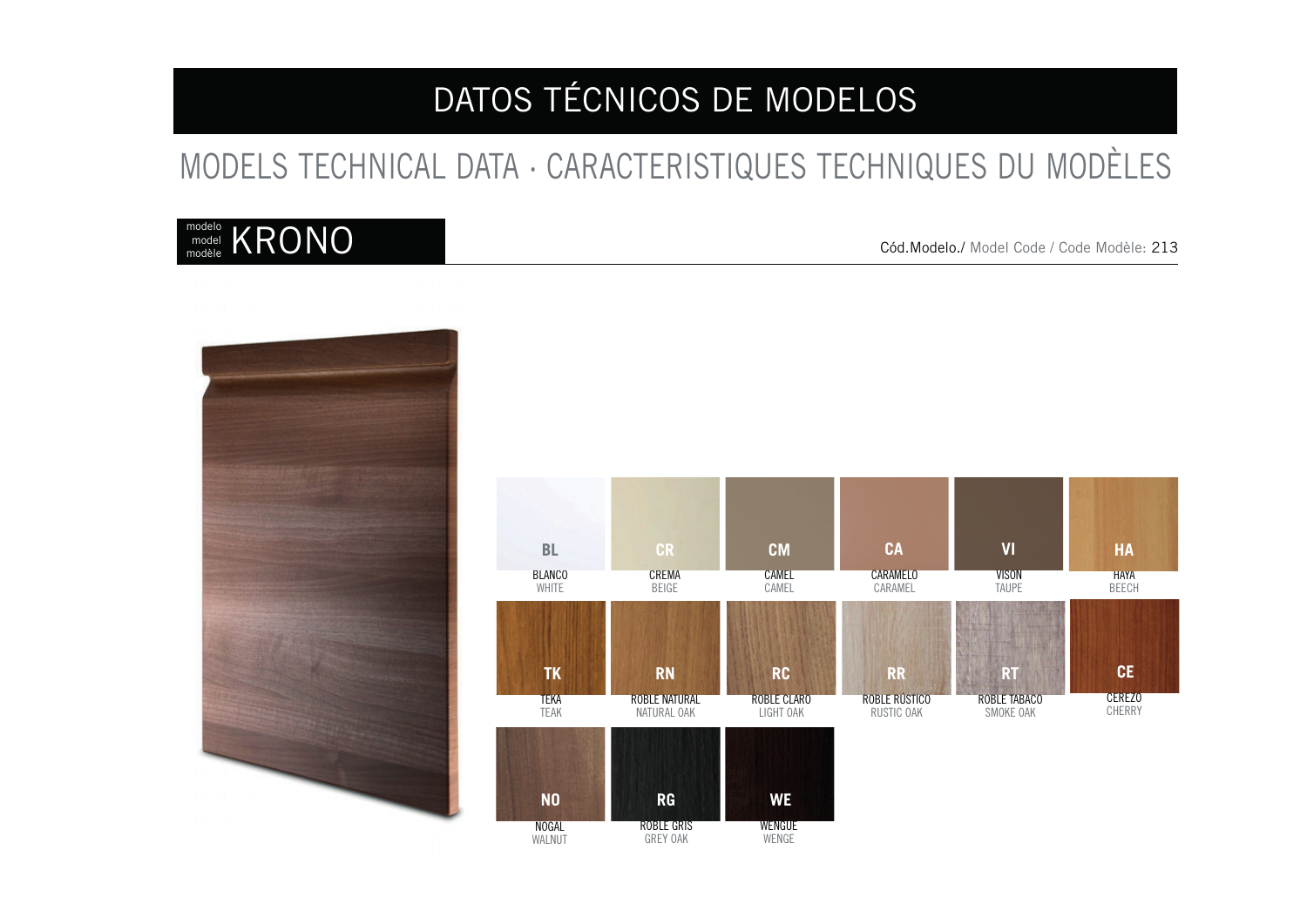# DATOS TÉCNICOS DE MODELOS

## MODELS TECHNICAL DATA · CARACTERISTIQUES TECHNIQUES DU MODÈLES

### modelo / model / modèle KRONO

Cód.Modelo./ Model Code / Code Modèle: 213

| Code | Color | Colour |
|---|---|---|
| BL | BLANCO | WHITE |
| CR | CREMA | BEIGE |
| CM | CAMEL | CAMEL |
| CA | CARAMELO | CARAMEL |
| VI | VISON | TAUPE |
| HA | HAYA | BEECH |
| TK | TEKA | TEAK |
| RN | ROBLE NATURAL | NATURAL OAK |
| RC | ROBLE CLARO | LIGHT OAK |
| RR | ROBLE RÚSTICO | RUSTIC OAK |
| RT | ROBLE TABACO | SMOKE OAK |
| CE | CEREZO | CHERRY |
| NO | NOGAL | WALNUT |
| RG | ROBLE GRIS | GREY OAK |
| WE | WENGUE | WENGE |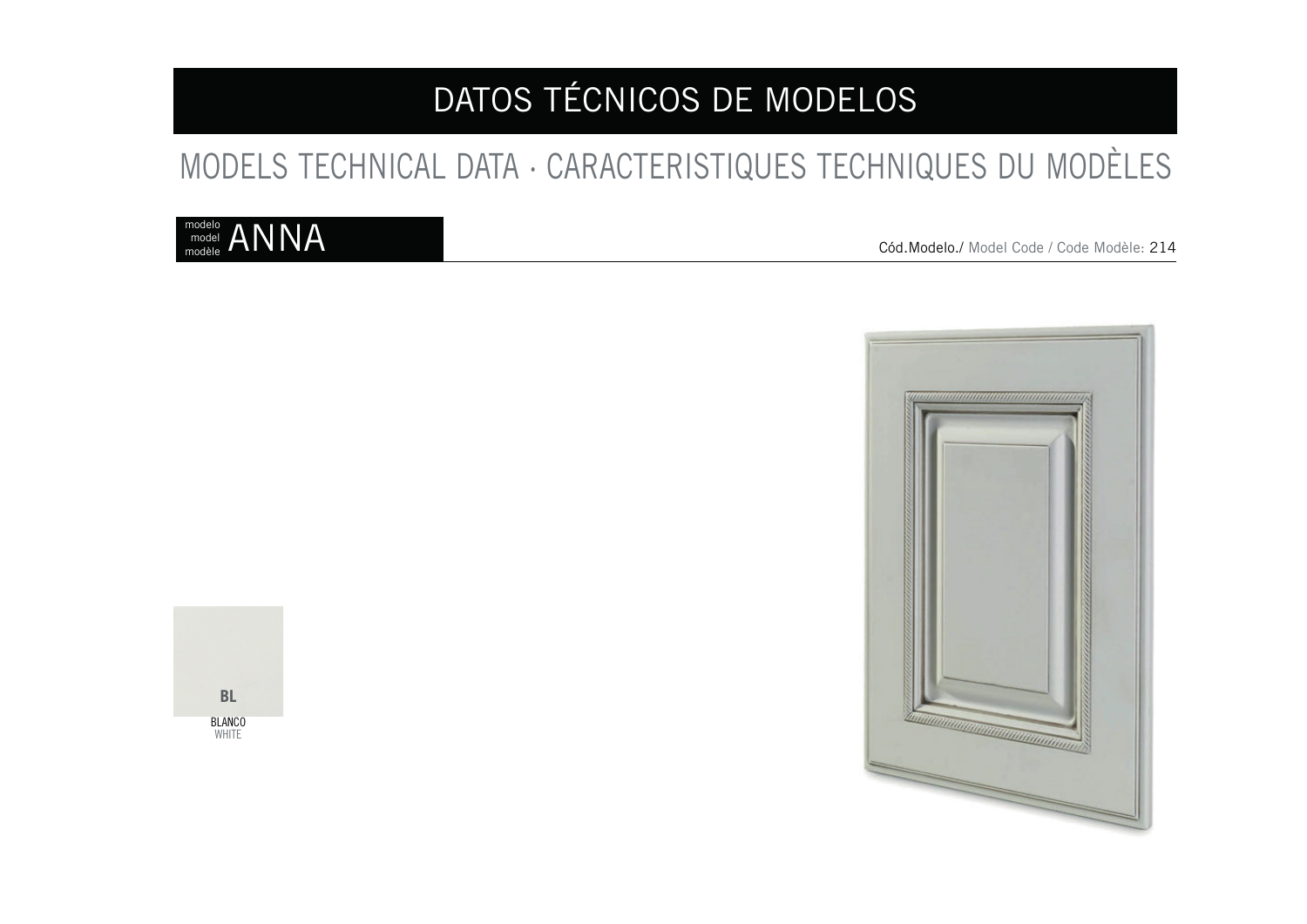# DATOS TÉCNICOS DE MODELOS

## MODELS TECHNICAL DATA · CARACTERISTIQUES TECHNIQUES DU MODÈLES

### modelo / model / modèle ANNA

Cód.Modelo./ Model Code / Code Modèle: 214

**BL**

BLANCO
WHITE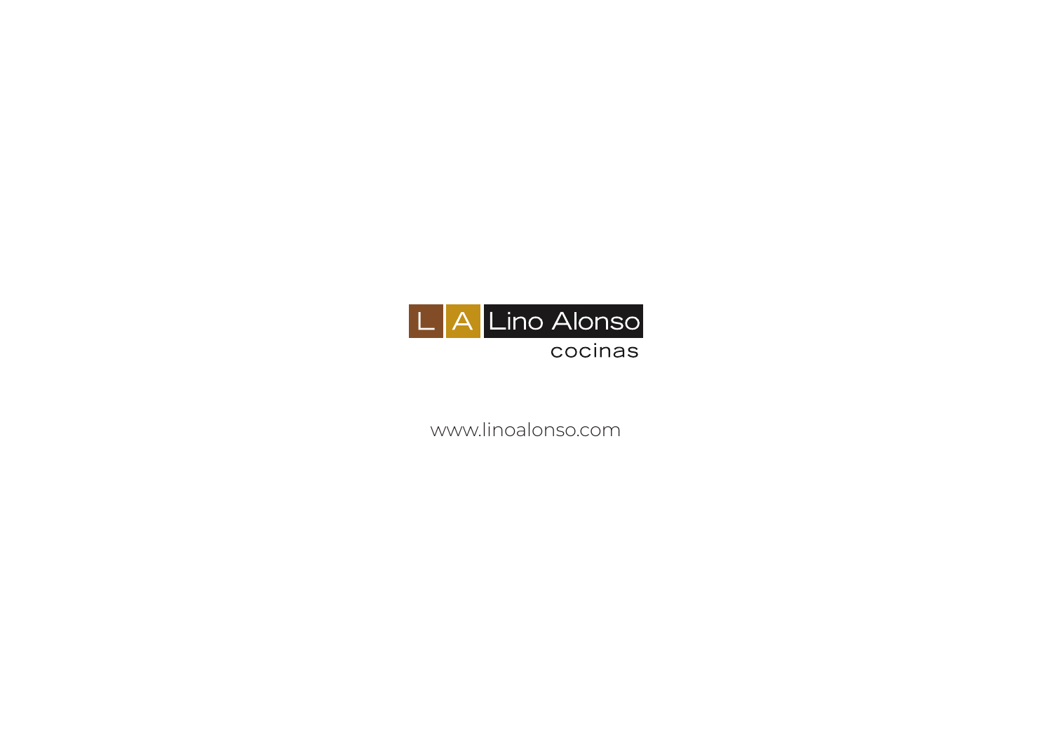L A Lino Alonso

cocinas

www.linoalonso.com